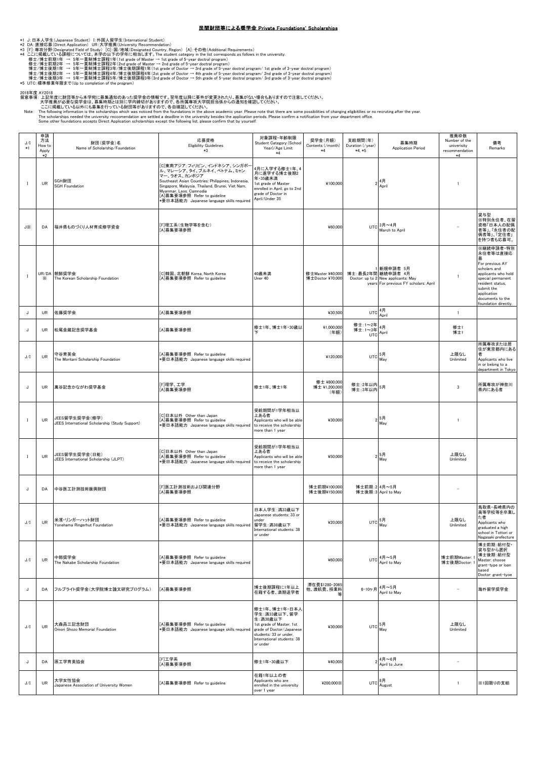# 民間財団等による奨学金 Private Foundations' Scholarships

*1 J：日本人学生（Japanese Student） I：外国人留学生（International Student）
*2 DA：直接応募（Direct Application） UR：大学推薦（University Recommendation）
*3 [F]：専攻分野（Designated Field of Study） [C]：国/地域（Designated Country, Region） [A]：その他（Additional Requirements）
*4 ここに掲載している課程については、本学の以下の学年に相当します。The student category in the list corresponds as follows in the university.
　修士/博士前期1年 → 5年一貫制博士課程1年（1st grade of Master → 1st grade of 5-year doctoral program）
　修士/博士前期2年 → 5年一貫制博士課程2年（2nd grade of Master → 2nd grade of 5-year doctoral program）
　博士/博士後期1年 → 5年一貫制博士課程3年/博士後期課程1年（1st grade of Doctor → 3rd grade of 5-year doctral program/ 1st grade of 3-year doctoral program）
　博士/博士後期2年 → 5年一貫制博士課程4年/博士後期課程4年（2st grade of Doctor → 4th grade of 5-year doctral program/ 2nd grade of 3-year doctoral program）
　博士/博士後期3年 → 5年一貫制博士課程5年/博士後期課程3年（3rd grade of Doctor → 5th grade of 5-year doctral program/ 3rd grade of 3-year doctoral program）
*5 UTC：標準修業年限まで（Up to completion of the program）

2018年度 AY2018
留意事項：上記年度に財団等から本学宛に募集通知のあった奨学金の情報です。翌年度以降に要件が変更されたり、募集がない場合もありますので注意してください。
　大学推薦が必要な奨学金は、募集時期とは別に学内締切がありますので、各所属専攻大学院担当係からの通知を確認してください。
　ここに掲載している以外にも募集を行っている財団等がありますので、各自確認してください。
Note： The following information is the scholarships which was noticed from the foundations in the above academic year. Please note that there are some possibilities of changing eligibilities or no recruting after the year.
　The scholarships needed the university reccomendation are settled a deadline in the university besides the application periods. Please confirm a notification from your department office.
　Some other foundations accepts Direct Application scholarships except the following list, please confirm that by yourself.

| J/I *1 | 申請方法 How to Apply *2 | 財団（奨学金）名 Name of Scholarship/Foundation | 応募資格 Eligibility Guidelines *3 | 対象課程・年齢制限 Student Category (School Year)/Age Limit *4 | 奨学金（月額） Contents (/month) *4 | 支給期間（年） Duration (/year) *4, *5 | 募集時期 Application Period | 推薦枠数 Number of the univerisity recommendation *4 | 備考 Remarks |
|---|---|---|---|---|---|---|---|---|---|
| I | UR | SGH財団 SGH Foundation | [C]東南アジア：フィリピン、インドネシア、シンガポール、マレーシア、タイ、ブルネイ、ベトナム、ミャンマー、ラオス、カンボジア Southeast Asian Countries: Philippines, Indonesia, Singapore, Malaysia, Thailand, Brunei, Viet Nam, Myanmar, Laos, Camnodia [A]募集要項参照 Refer to guideline *要日本語能力 Japanese language skills required | 4月に入学する修士1年、4月に進学する博士後期2年・35歳未満 1st grade of Master enrolled in April, go to 2nd grade of Doctor in April/Under 35 | ¥100,000 | 2 | 4月 April | 1 | |
| J※ | DA | 福井県ものづくり人材育成修学資金 | [F]理工系（生物学等を含む） [A]募集要項参照 | | ¥60,000 | UTC | 3月～4月 March to April | － | 貸与型 ※特別永住者、在留資格「日本人の配偶者等」、「永住者の配偶者等」、「定住者」を持つ者も応募可。 |
| I | UR/DA ※ | 朝鮮奨学会 The Korean Scholarship Foundation | [C]韓国、北朝鮮 Korea, North Korea [A]募集要項参照 Refer to guideline | 40歳未満 Uner 40 | 修士Master ¥40,000 博士Doctor ¥70,000 | 1 博士：最長2年間 Doctor: up to 2 years | 新規申請者 5月 継続申請者 4月 New applicants: May For previous FY scholars: April | 1 | ※継続申請者・特別永住者等は直接応募 For previous AY scholars and applicants who hold special permanent resident status, submit the application documents to the foundation directly. |
| J | UR | 佐藤奨学会 | [A]募集要項参照 | | ¥30,500 | UTC | 4月 April | 1 | |
| J | UR | 松尾金藏記念奨学基金 | [A]募集要項参照 | 修士1年、博士1年・30歳以下 | ¥1,000,000（年額） | 修士：1～2年 博士：1～3年 UTC | 4月 April | 修士1 博士1 | |
| J/I | UR | 守谷育英会 The Moritani Scholarship Foundation | [A]募集要項参照 Refer to guideline *要日本語能力 Japanese language skills required | | ¥120,000 | UTC | 5月 May | 上限なし Unlimited | 所属専攻または居住が東京都内にある者 Applicants who live in or belong to a department in Tokyo |
| J | UR | 萬谷記念かながわ奨学基金 | [F]理学、工学 [A]募集要項参照 | 修士1年、博士1年 | 修士 ¥800,000 博士 ¥1,200,000（年額） | 修士：2年以内 博士：3年以内 | 5月 | 3 | 所属専攻が神奈川県内にある者 |
| I | UR | JEES留学生奨学金（修学） JEES International Scholarship (Study Support) | [C]日本以外 Other than Japan [A]募集要項参照 Refer to guideline *要日本語能力 Japanese language skills required | 受給期間が1学年相当以上ある者 Applicants who will be able to receive the scholarship more than 1 year | ¥30,000 | 2 | 5月 May | 1 | |
| I | UR | JEES留学生奨学金（日能） JEES International Scholarship (JLPT) | [C]日本以外 Other than Japan [A]募集要項参照 Refer to guideline *要日本語能力 Japanese language skills required | 受給期間が1学年相当以上ある者 Applicants who will be able to receive the scholarship more than 1 year | ¥50,000 | 2 | 5月 May | 上限なし Unlimited | |
| J | DA | 中谷医工計測技術振興財団 | [F]医工計測技術および関連分野 [A]募集要項参照 | | 博士前期¥100,000 博士後期¥150,000 | 博士前期：2 博士後期：3 | 4月～5月 April to May | － | |
| J/I | UR | 米濵・リンガーハット財団 Yonehama Ringerhut Foundation | [A]募集要項参照 Refer to guideline *要日本語能力 Japanese language skills required | 日本人学生：満33歳以下 Japanese students: 33 or under 留学生：満38歳以下 International students: 38 or under | ¥20,000 | UTC | 5月 May | 上限なし Unlimited | 鳥取県・長崎県内の高等学校等を卒業した者 Applicants who graduated a high school in Tottori or Nagasaki prefecture |
| J/I | UR | 中部奨学会 The Nakabe Scholarship Foundation | [A]募集要項参照 Refer to guideline *要日本語能力 Japanese language skills required | | ¥60,000 | UTC | 4月～5月 April to May | 博士前期Master: 1 博士後期Doctor: 1 | 博士前期：給付型・貸与型から選択 博士後期：給付型 Master: choose grant-type or loan based Doctor: grant-tyoe |
| J | DA | フルブライト奨学金（大学院博士論文研究プログラム） | [A]募集要項参照 | 博士後期課程に1年以上在籍する者、満期退学者 | 滞在費$1280-2065他、渡航費、授業料等 | 6-10ヶ月 | 4月～5月 April to May | － | 海外留学奨学金 |
| J/I | UR | 大森昌三記念財団 Omori Shozo Memorial Foundation | [A]募集要項参照 Refer to guideline *要日本語能力 Japanese language skills required | 修士1年、博士1年・日本人学生：満33歳以下、留学生：満38歳以下 1st grade of Master, 1st grade of Doctor/Japanese students: 33 or under, International students: 38 or under | ¥30,000 | UTC | 5月 May | 上限なし Unlimited | |
| J | DA | 原工学育英協会 | [F]工学系 [A]募集要項参照 | 修士1年・30歳以下 | ¥40,000 | 2 | 4月～6月 April to June | － | |
| J/I | UR | 大学女性協会 Japanese Association of University Women | [A]募集要項参照 Refer to guideline | 在籍1年以上の者 Applicants who are enrolled in the university over 1 year | ¥200,000※ | UTC | 8月 August | 1 | ※1回限りの支給 |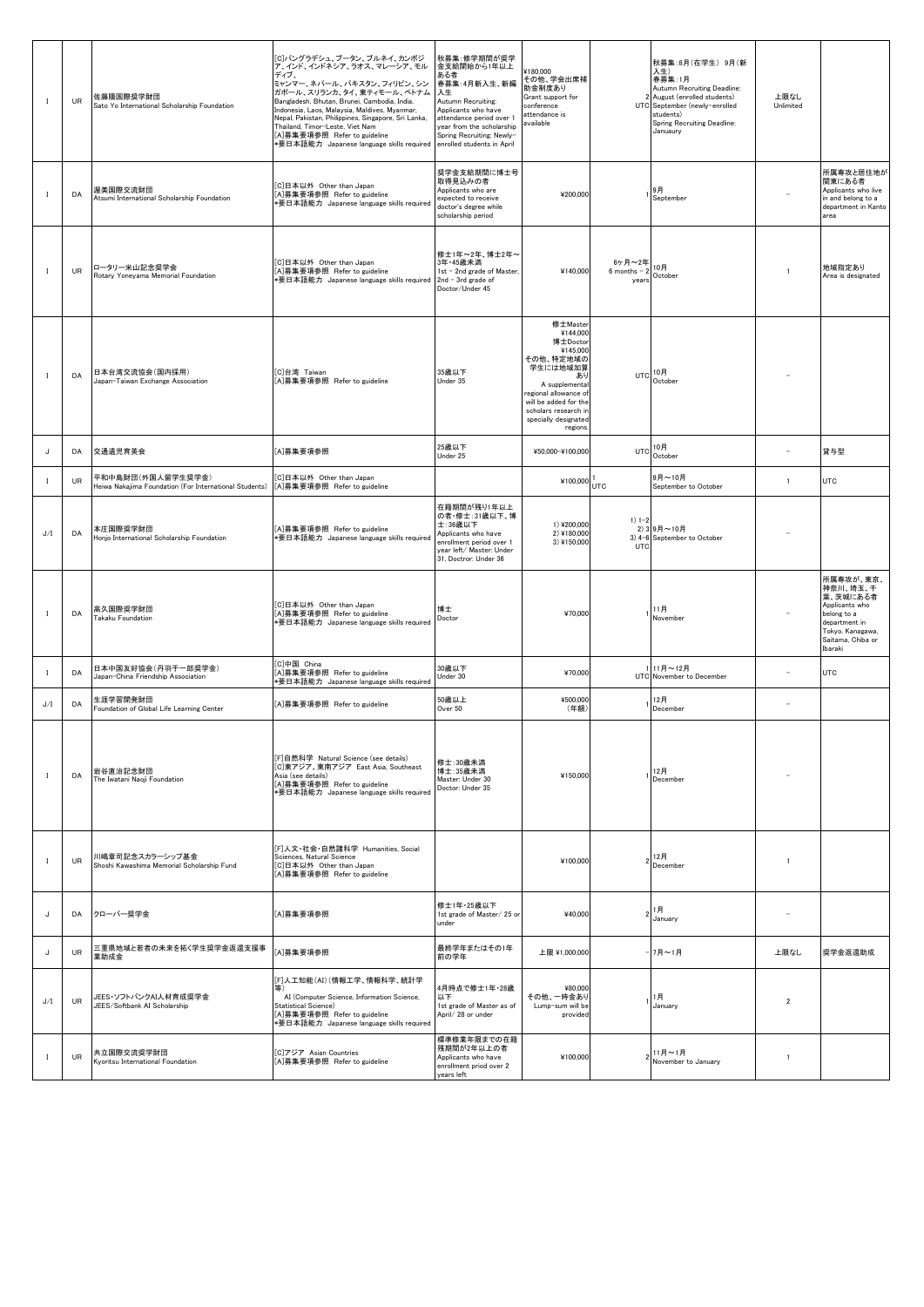| | | | | | | | | | |
|---|---|---|---|---|---|---|---|---|---|
| I | UR | 佐藤陽国際奨学財団<br>Sato Yo International Scholarship Foundation | [C]バングラデシュ、ブータン、ブルネイ、カンボジア、インド、インドネシア、ラオス、マレーシア、モルディブ、ミャンマー、ネパール、パキスタン、フィリピン、シンガポール、スリランカ、タイ、東ティモール、ベトナム Bangladesh, Bhutan, Brunei, Cambodia, India, Indonesia, Laos, Malaysia, Maldives, Myanmar, Nepal, Pakistan, Philippines, Singapore, Sri Lanka, Thailand, Timor-Leste, Viet Nam<br>[A]募集要項参照 Refer to guideline<br>*要日本語能力 Japanese language skills required | 秋募集：修学期間が奨学金支給開始から1年以上ある者<br>春募集：4月新入生、新編入生<br>Autumn Recruiting: Applicants who have attendance period over 1 year from the scholarship<br>Spring Recruiting: Newly-enrolled students in April | ¥180,000<br>その他、学会出席補助金制度あり<br>Grant support for conference attendance is available | 2<br>UTC | 秋募集：8月（在学生） 9月（新入生）<br>春募集：1月<br>Autumn Recruiting Deadline: August (enrolled students) September (newly-enrolled students)<br>Spring Recruiting Deadline: Januaury | 上限なし<br>Unlimited | |
| I | DA | 渥美国際交流財団<br>Atsumi International Scholarship Foundation | [C]日本以外 Other than Japan<br>[A]募集要項参照 Refer to guideline<br>*要日本語能力 Japanese language skills required | 奨学金支給期間に博士号取得見込みの者<br>Applicants who are expected to receive doctor's degree while scholarship period | ¥200,000 | 1 | 9月<br>September | － | 所属専攻と居住地が関東にある者<br>Applicants who live in and belong to a department in Kanto area |
| I | UR | ロータリー米山記念奨学会<br>Rotary Yoneyama Memorial Foundation | [C]日本以外 Other than Japan<br>[A]募集要項参照 Refer to guideline<br>*要日本語能力 Japanese language skills required | 修士1年～2年、博士2年～3年・45歳未満<br>1st - 2nd grade of Master, 2nd - 3rd grade of Doctor/Under 45 | ¥140,000 | 6ヶ月～2年<br>6 months - 2 years | 10月<br>October | 1 | 地域指定あり<br>Area is designated |
| I | DA | 日本台湾交流協会(国内採用)<br>Japan-Taiwan Exchange Association | [C]台湾 Taiwan<br>[A]募集要項参照 Refer to guideline | 35歳以下<br>Under 35 | 修士Master ¥144,000<br>博士Doctor ¥145,000<br>その他、特定地域の学生には地域加算あり<br>A supplemental regional allowance of will be added for the scholars research in specially designated regions. | UTC | 10月<br>October | － | |
| J | DA | 交通遺児育英会 | [A]募集要項参照 | 25歳以下<br>Under 25 | ¥50,000-¥100,000 | UTC | 10月<br>October | － | 貸与型 |
| I | UR | 平和中島財団(外国人留学生奨学金)<br>Heiwa Nakajima Foundation (For International Students) | [C]日本以外 Other than Japan<br>[A]募集要項参照 Refer to guideline | | ¥100,000 | 1<br>UTC | 9月～10月<br>September to October | 1 | UTC |
| J/I | DA | 本庄国際奨学財団<br>Honjo International Scholarship Foundation | [A]募集要項参照 Refer to guideline<br>*要日本語能力 Japanese language skills required | 在籍期間が残り1年以上の者・修士：31歳以下、博士：36歳以下<br>Applicants who have enrollment period over 1 year left/ Master: Under 31, Doctror: Under 36 | 1) ¥200,000<br>2) ¥180,000<br>3) ¥150,000 | 1) 1-2<br>2) 3<br>3) 4-6<br>UTC | 9月～10月<br>September to October | － | |
| I | DA | 高久国際奨学財団<br>Takaku Foundation | [C]日本以外 Other than Japan<br>[A]募集要項参照 Refer to guideline<br>*要日本語能力 Japanese language skills required | 博士<br>Doctor | ¥70,000 | 1 | 11月<br>November | － | 所属専攻が、東京、神奈川、埼玉、千葉、茨城にある者<br>Applicants who belong to a department in Tokyo, Kanagawa, Saitama, Chiba or Ibaraki |
| I | DA | 日本中国友好協会(丹羽宇一郎奨学金)<br>Japan-China Friendship Association | [C]中国 China<br>[A]募集要項参照 Refer to guideline<br>*要日本語能力 Japanese language skills required | 30歳以下<br>Under 30 | ¥70,000 | 1<br>UTC | 11月～12月<br>November to December | － | UTC |
| J/I | DA | 生涯学習開発財団<br>Foundation of Global Life Learning Center | [A]募集要項参照 Refer to guideline | 50歳以上<br>Over 50 | ¥500,000<br>（年額） | 1 | 12月<br>December | － | |
| I | DA | 岩谷直治記念財団<br>The Iwatani Naoji Foundation | [F]自然科学 Natural Science (see details)<br>[C]東アジア、東南アジア East Asia, Southeast Asia (see details)<br>[A]募集要項参照 Refer to guideline<br>*要日本語能力 Japanese language skills required | 修士：30歳未満<br>博士：35歳未満<br>Master: Under 30<br>Doctor: Under 35 | ¥150,000 | 1 | 12月<br>December | － | |
| I | UR | 川嶋章司記念スカラーシップ基金<br>Shoshi Kawashima Memorial Scholarship Fund | [F]人文・社会・自然諸科学 Humanities, Social Sciences, Natural Science<br>[C]日本以外 Other than Japan<br>[A]募集要項参照 Refer to guideline | | ¥100,000 | 2 | 12月<br>December | 1 | |
| J | DA | クローバー奨学金 | [A]募集要項参照 | 修士1年・25歳以下<br>1st grade of Master/ 25 or under | ¥40,000 | 2 | 1月<br>January | － | |
| J | UR | 三重県地域と若者の未来を拓く学生奨学金返還支援事業助成金 | [A]募集要項参照 | 最終学年またはその1年前の学年 | 上限 ¥1,000,000 | - | 7月～1月 | 上限なし | 奨学金返還助成 |
| J/I | UR | JEES・ソフトバンクAI人材育成奨学金<br>JEES/Softbank AI Scholarship | [F]人工知能(AI)(情報工学、情報科学、統計学等)<br>AI (Computer Science, Information Science, Statistical Science)<br>[A]募集要項参照 Refer to guideline<br>*要日本語能力 Japanese language skills required | 4月時点で修士1年・28歳以下<br>1st grade of Master as of April/ 28 or under | ¥80,000<br>その他、一時金あり<br>Lump-sum will be provided | 1 | 1月<br>January | 2 | |
| I | UR | 共立国際交流奨学財団<br>Kyoritsu International Foundation | [C]アジア Asian Countries<br>[A]募集要項参照 Refer to guideline | 標準修業年限までの在籍残期間が2年以上の者<br>Applicants who have enrollment priod over 2 years left | ¥100,000 | 2 | 11月～1月<br>November to January | 1 | |